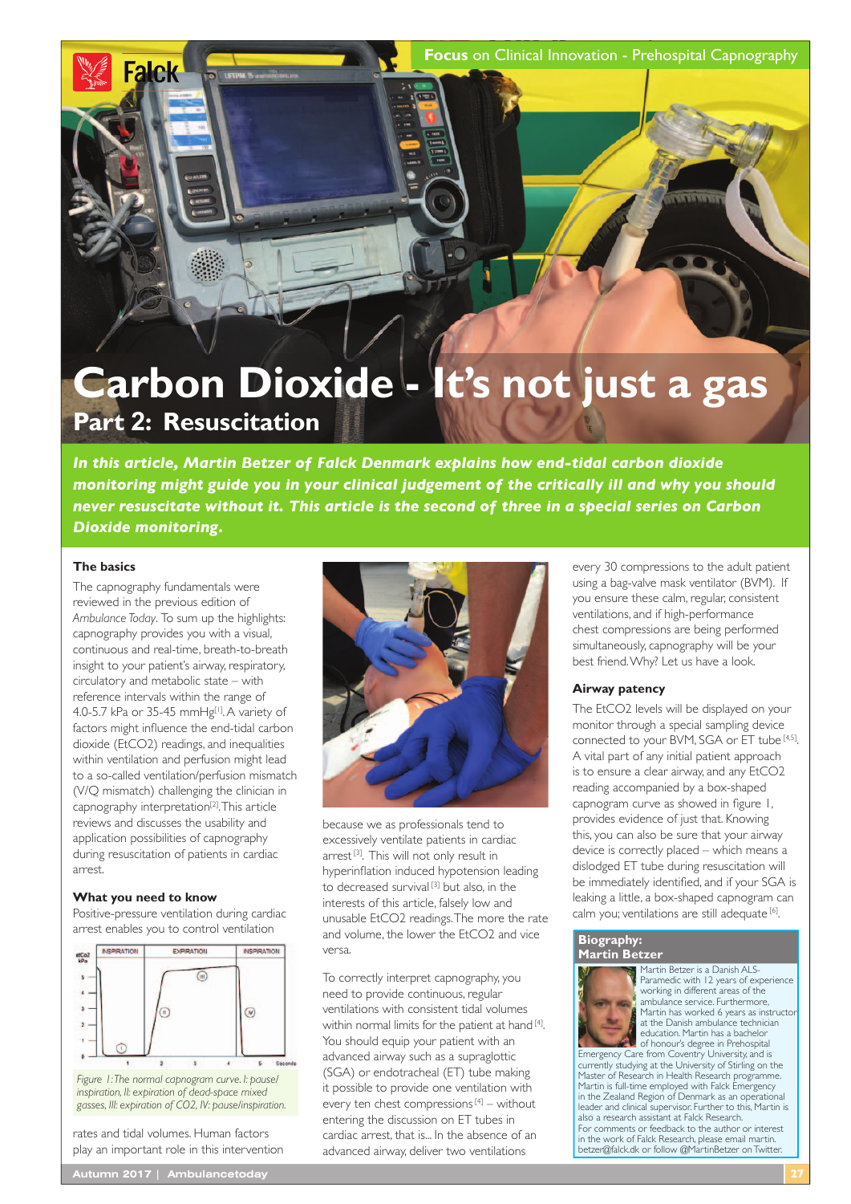# Carbon Dioxide - It's not just a gas

## Part 2: Resuscitation

***In this article, Martin Betzer of Falck Denmark explains how end-tidal carbon dioxide monitoring might guide you in your clinical judgement of the critically ill and why you should never resuscitate without it. This article is the second of three in a special series on Carbon Dioxide monitoring.***

### The basics

The capnography fundamentals were reviewed in the previous edition of *Ambulance Today*. To sum up the highlights: capnography provides you with a visual, continuous and real-time, breath-to-breath insight to your patient's airway, respiratory, circulatory and metabolic state – with reference intervals within the range of 4.0-5.7 kPa or 35-45 mmHg[1]. A variety of factors might influence the end-tidal carbon dioxide (EtCO2) readings, and inequalities within ventilation and perfusion might lead to a so-called ventilation/perfusion mismatch (V/Q mismatch) challenging the clinician in capnography interpretation[2]. This article reviews and discusses the usability and application possibilities of capnography during resuscitation of patients in cardiac arrest.

### What you need to know

Positive-pressure ventilation during cardiac arrest enables you to control ventilation rates and tidal volumes. Human factors play an important role in this intervention because we as professionals tend to excessively ventilate patients in cardiac arrest [3]. This will not only result in hyperinflation induced hypotension leading to decreased survival [3] but also, in the interests of this article, falsely low and unusable EtCO2 readings. The more the rate and volume, the lower the EtCO2 and vice versa.

*Figure 1: The normal capnogram curve. I: pause/inspiration, II: expiration of dead-space mixed gasses, III: expiration of CO2, IV: pause/inspiration.*

To correctly interpret capnography, you need to provide continuous, regular ventilations with consistent tidal volumes within normal limits for the patient at hand [4]. You should equip your patient with an advanced airway such as a supraglottic (SGA) or endotracheal (ET) tube making it possible to provide one ventilation with every ten chest compressions [4] – without entering the discussion on ET tubes in cardiac arrest, that is... In the absence of an advanced airway, deliver two ventilations every 30 compressions to the adult patient using a bag-valve mask ventilator (BVM). If you ensure these calm, regular, consistent ventilations, and if high-performance chest compressions are being performed simultaneously, capnography will be your best friend. Why? Let us have a look.

### Airway patency

The EtCO2 levels will be displayed on your monitor through a special sampling device connected to your BVM, SGA or ET tube [4,5]. A vital part of any initial patient approach is to ensure a clear airway, and any EtCO2 reading accompanied by a box-shaped capnogram curve as showed in figure 1, provides evidence of just that. Knowing this, you can also be sure that your airway device is correctly placed – which means a dislodged ET tube during resuscitation will be immediately identified, and if your SGA is leaking a little, a box-shaped capnogram can calm you; ventilations are still adequate [6].

### Biography: Martin Betzer

Martin Betzer is a Danish ALS-Paramedic with 12 years of experience working in different areas of the ambulance service. Furthermore, Martin has worked 6 years as instructor at the Danish ambulance technician education. Martin has a bachelor of honour's degree in Prehospital Emergency Care from Coventry University, and is currently studying at the University of Stirling on the Master of Research in Health Research programme. Martin is full-time employed with Falck Emergency in the Zealand Region of Denmark as an operational leader and clinical supervisor. Further to this, Martin is also a research assistant at Falck Research.

For comments or feedback to the author or interest in the work of Falck Research, please email martin.betzer@falck.dk or follow @MartinBetzer on Twitter.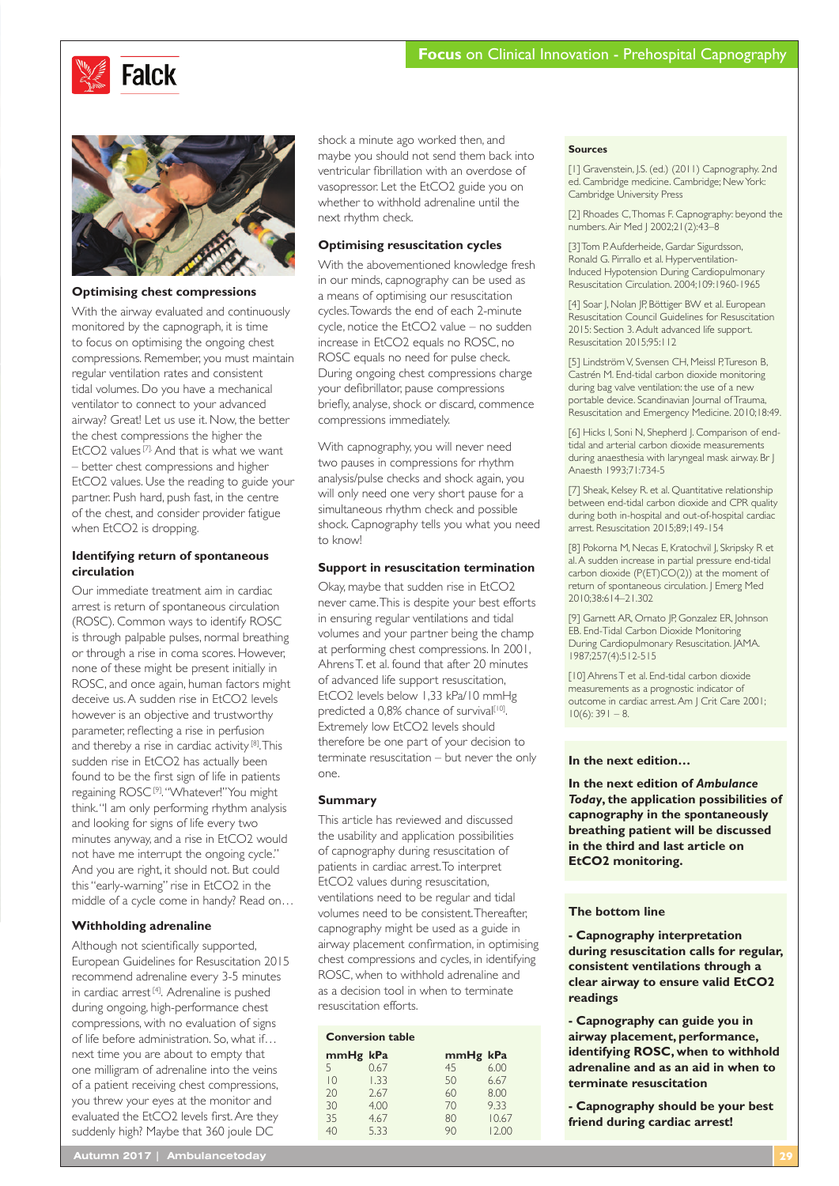## Optimising chest compressions

With the airway evaluated and continuously monitored by the capnograph, it is time to focus on optimising the ongoing chest compressions. Remember, you must maintain regular ventilation rates and consistent tidal volumes. Do you have a mechanical ventilator to connect to your advanced airway? Great! Let us use it. Now, the better the chest compressions the higher the EtCO2 values [7]. And that is what we want – better chest compressions and higher EtCO2 values. Use the reading to guide your partner. Push hard, push fast, in the centre of the chest, and consider provider fatigue when EtCO2 is dropping.

## Identifying return of spontaneous circulation

Our immediate treatment aim in cardiac arrest is return of spontaneous circulation (ROSC). Common ways to identify ROSC is through palpable pulses, normal breathing or through a rise in coma scores. However, none of these might be present initially in ROSC, and once again, human factors might deceive us. A sudden rise in EtCO2 levels however is an objective and trustworthy parameter, reflecting a rise in perfusion and thereby a rise in cardiac activity [8]. This sudden rise in EtCO2 has actually been found to be the first sign of life in patients regaining ROSC [9]. "Whatever!" You might think. "I am only performing rhythm analysis and looking for signs of life every two minutes anyway, and a rise in EtCO2 would not have me interrupt the ongoing cycle." And you are right, it should not. But could this "early-warning" rise in EtCO2 in the middle of a cycle come in handy? Read on…

## Withholding adrenaline

Although not scientifically supported, European Guidelines for Resuscitation 2015 recommend adrenaline every 3-5 minutes in cardiac arrest [4]. Adrenaline is pushed during ongoing, high-performance chest compressions, with no evaluation of signs of life before administration. So, what if… next time you are about to empty that one milligram of adrenaline into the veins of a patient receiving chest compressions, you threw your eyes at the monitor and evaluated the EtCO2 levels first. Are they suddenly high? Maybe that 360 joule DC shock a minute ago worked then, and maybe you should not send them back into ventricular fibrillation with an overdose of vasopressor. Let the EtCO2 guide you on whether to withhold adrenaline until the next rhythm check.

## Optimising resuscitation cycles

With the abovementioned knowledge fresh in our minds, capnography can be used as a means of optimising our resuscitation cycles. Towards the end of each 2-minute cycle, notice the EtCO2 value – no sudden increase in EtCO2 equals no ROSC, no ROSC equals no need for pulse check. During ongoing chest compressions charge your defibrillator, pause compressions briefly, analyse, shock or discard, commence compressions immediately.

With capnography, you will never need two pauses in compressions for rhythm analysis/pulse checks and shock again, you will only need one very short pause for a simultaneous rhythm check and possible shock. Capnography tells you what you need to know!

## Support in resuscitation termination

Okay, maybe that sudden rise in EtCO2 never came. This is despite your best efforts in ensuring regular ventilations and tidal volumes and your partner being the champ at performing chest compressions. In 2001, Ahrens T. et al. found that after 20 minutes of advanced life support resuscitation, EtCO2 levels below 1,33 kPa/10 mmHg predicted a 0,8% chance of survival [10]. Extremely low EtCO2 levels should therefore be one part of your decision to terminate resuscitation – but never the only one.

## Summary

This article has reviewed and discussed the usability and application possibilities of capnography during resuscitation of patients in cardiac arrest. To interpret EtCO2 values during resuscitation, ventilations need to be regular and tidal volumes need to be consistent. Thereafter, capnography might be used as a guide in airway placement confirmation, in optimising chest compressions and cycles, in identifying ROSC, when to withhold adrenaline and as a decision tool in when to terminate resuscitation efforts.

**Conversion table**

| mmHg | kPa | mmHg | kPa |
|---|---|---|---|
| 5 | 0.67 | 45 | 6.00 |
| 10 | 1.33 | 50 | 6.67 |
| 20 | 2.67 | 60 | 8.00 |
| 30 | 4.00 | 70 | 9.33 |
| 35 | 4.67 | 80 | 10.67 |
| 40 | 5.33 | 90 | 12.00 |

### Sources

[1] Gravenstein, J.S. (ed.) (2011) Capnography. 2nd ed. Cambridge medicine. Cambridge; New York: Cambridge University Press

[2] Rhoades C, Thomas F. Capnography: beyond the numbers. Air Med J 2002;21(2):43–8

[3] Tom P. Aufderheide, Gardar Sigurdsson, Ronald G. Pirrallo et al. Hyperventilation-Induced Hypotension During Cardiopulmonary Resuscitation Circulation. 2004;109:1960-1965

[4] Soar J, Nolan JP, Böttiger BW et al. European Resuscitation Council Guidelines for Resuscitation 2015: Section 3. Adult advanced life support. Resuscitation 2015;95:112

[5] Lindström V, Svensen CH, Meissl P, Tureson B, Castrén M. End-tidal carbon dioxide monitoring during bag valve ventilation: the use of a new portable device. Scandinavian Journal of Trauma, Resuscitation and Emergency Medicine. 2010;18:49.

[6] Hicks I, Soni N, Shepherd J. Comparison of end-tidal and arterial carbon dioxide measurements during anaesthesia with laryngeal mask airway. Br J Anaesth 1993;71:734-5

[7] Sheak, Kelsey R. et al. Quantitative relationship between end-tidal carbon dioxide and CPR quality during both in-hospital and out-of-hospital cardiac arrest. Resuscitation 2015;89;149-154

[8] Pokorna M, Necas E, Kratochvil J, Skripsky R et al. A sudden increase in partial pressure end-tidal carbon dioxide (P(ET)CO(2)) at the moment of return of spontaneous circulation. J Emerg Med 2010;38:614–21.302

[9] Garnett AR, Ornato JP, Gonzalez ER, Johnson EB. End-Tidal Carbon Dioxide Monitoring During Cardiopulmonary Resuscitation. JAMA. 1987;257(4):512-515

[10] Ahrens T et al. End-tidal carbon dioxide measurements as a prognostic indicator of outcome in cardiac arrest. Am J Crit Care 2001; 10(6): 391 – 8.

### In the next edition…

**In the next edition of *Ambulance Today*, the application possibilities of capnography in the spontaneously breathing patient will be discussed in the third and last article on EtCO2 monitoring.**

### The bottom line

**- Capnography interpretation during resuscitation calls for regular, consistent ventilations through a clear airway to ensure valid EtCO2 readings**

**- Capnography can guide you in airway placement, performance, identifying ROSC, when to withhold adrenaline and as an aid in when to terminate resuscitation**

**- Capnography should be your best friend during cardiac arrest!**